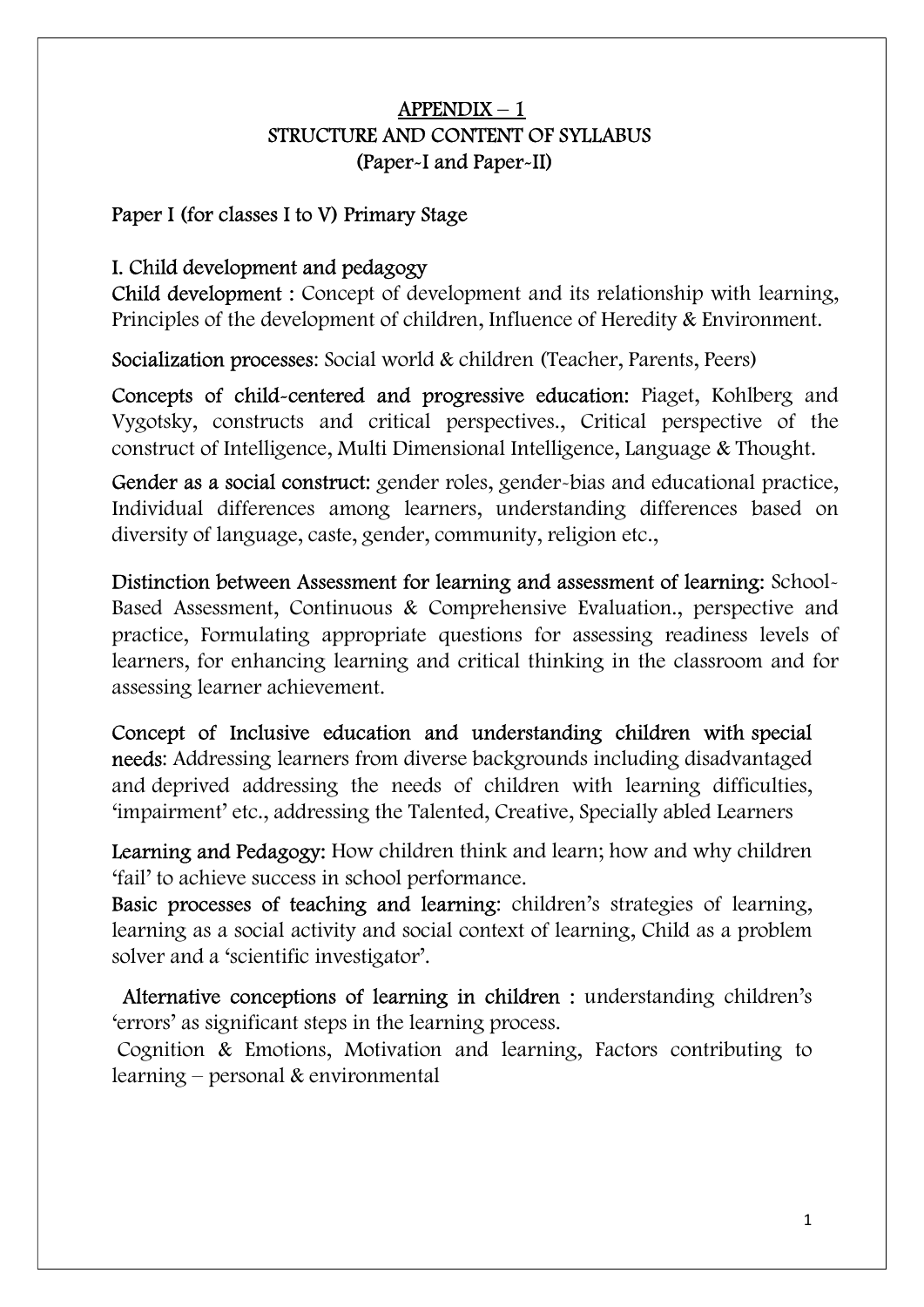# APPENDIX – 1
## STRUCTURE AND CONTENT OF SYLLABUS
## (Paper-I and Paper-II)

### Paper I (for classes I to V) Primary Stage

### I. Child development and pedagogy

**Child development :** Concept of development and its relationship with learning, Principles of the development of children, Influence of Heredity & Environment.

**Socialization processes:** Social world & children (Teacher, Parents, Peers)

**Concepts of child-centered and progressive education:** Piaget, Kohlberg and Vygotsky, constructs and critical perspectives., Critical perspective of the construct of Intelligence, Multi Dimensional Intelligence, Language & Thought.

**Gender as a social construct:** gender roles, gender-bias and educational practice, Individual differences among learners, understanding differences based on diversity of language, caste, gender, community, religion etc.,

**Distinction between Assessment for learning and assessment of learning:** School-Based Assessment, Continuous & Comprehensive Evaluation., perspective and practice, Formulating appropriate questions for assessing readiness levels of learners, for enhancing learning and critical thinking in the classroom and for assessing learner achievement.

**Concept of Inclusive education and understanding children with special needs:** Addressing learners from diverse backgrounds including disadvantaged and deprived addressing the needs of children with learning difficulties, 'impairment' etc., addressing the Talented, Creative, Specially abled Learners

**Learning and Pedagogy:** How children think and learn; how and why children 'fail' to achieve success in school performance.

**Basic processes of teaching and learning:** children's strategies of learning, learning as a social activity and social context of learning, Child as a problem solver and a 'scientific investigator'.

**Alternative conceptions of learning in children :** understanding children's 'errors' as significant steps in the learning process.

Cognition & Emotions, Motivation and learning, Factors contributing to learning – personal & environmental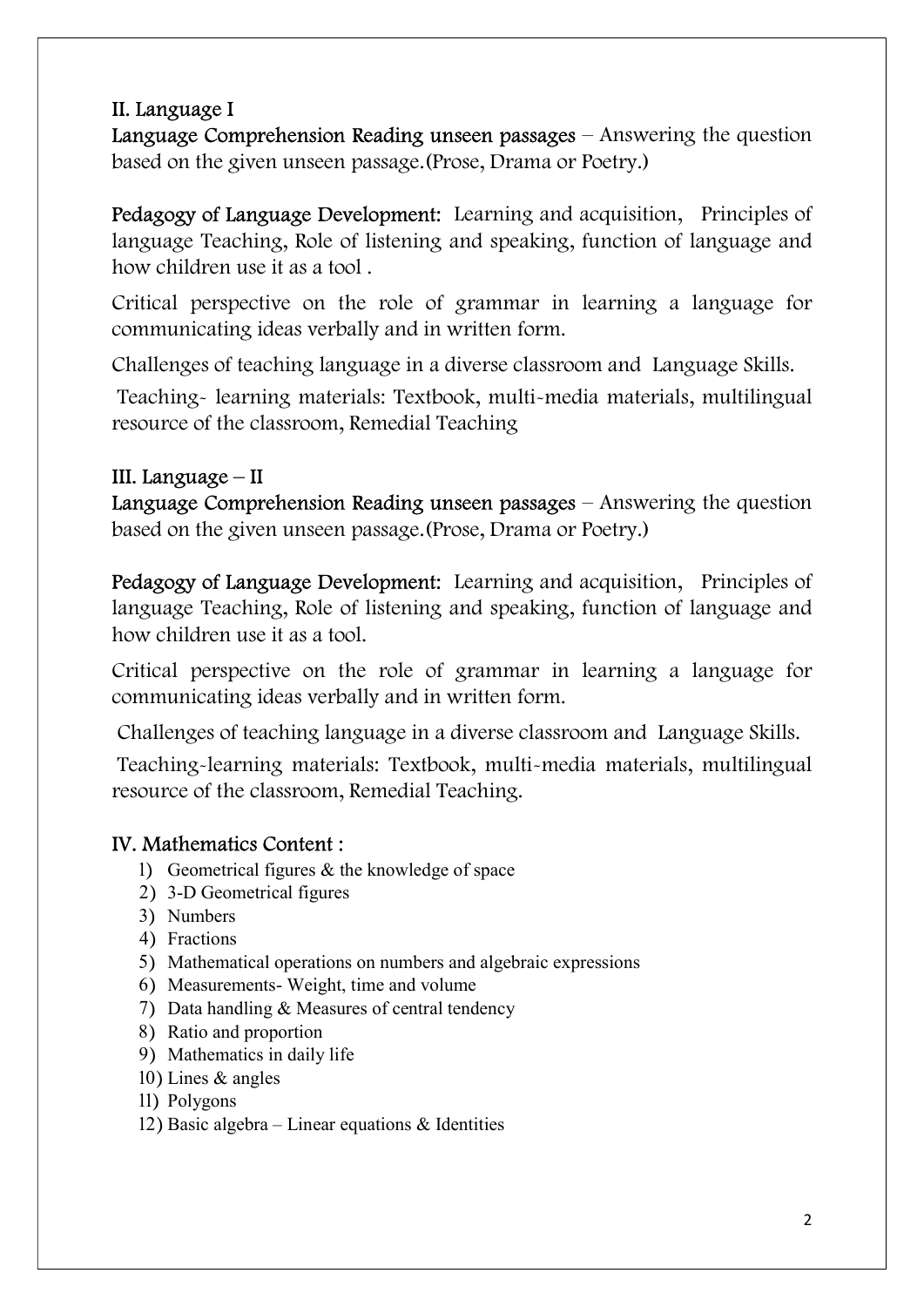## II. Language I

**Language Comprehension Reading unseen passages** – Answering the question based on the given unseen passage.(Prose, Drama or Poetry.)

**Pedagogy of Language Development:** Learning and acquisition, Principles of language Teaching, Role of listening and speaking, function of language and how children use it as a tool .

Critical perspective on the role of grammar in learning a language for communicating ideas verbally and in written form.

Challenges of teaching language in a diverse classroom and Language Skills.

Teaching- learning materials: Textbook, multi-media materials, multilingual resource of the classroom, Remedial Teaching

## III. Language – II

**Language Comprehension Reading unseen passages** – Answering the question based on the given unseen passage.(Prose, Drama or Poetry.)

**Pedagogy of Language Development:** Learning and acquisition, Principles of language Teaching, Role of listening and speaking, function of language and how children use it as a tool.

Critical perspective on the role of grammar in learning a language for communicating ideas verbally and in written form.

Challenges of teaching language in a diverse classroom and Language Skills.

Teaching-learning materials: Textbook, multi-media materials, multilingual resource of the classroom, Remedial Teaching.

## IV. Mathematics Content :

1) Geometrical figures & the knowledge of space
2) 3-D Geometrical figures
3) Numbers
4) Fractions
5) Mathematical operations on numbers and algebraic expressions
6) Measurements- Weight, time and volume
7) Data handling & Measures of central tendency
8) Ratio and proportion
9) Mathematics in daily life
10) Lines & angles
11) Polygons
12) Basic algebra – Linear equations & Identities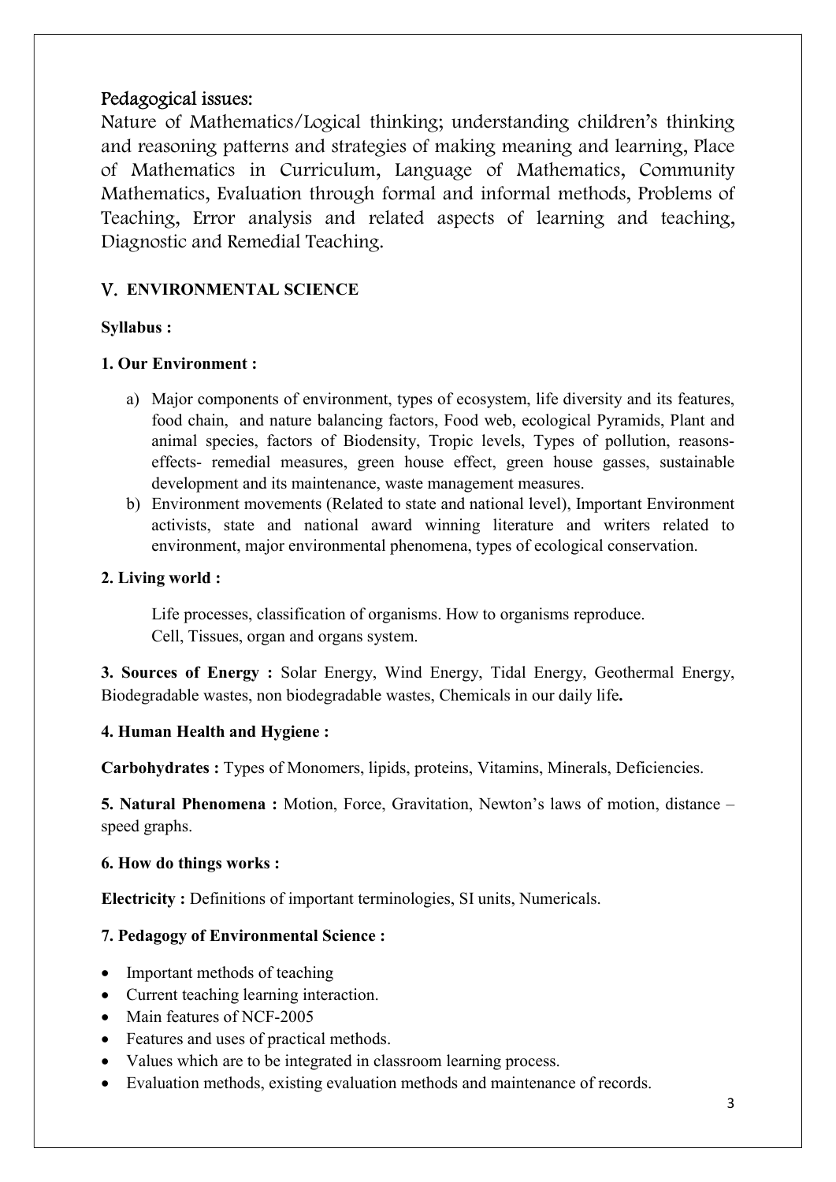## Pedagogical issues:

Nature of Mathematics/Logical thinking; understanding children's thinking and reasoning patterns and strategies of making meaning and learning, Place of Mathematics in Curriculum, Language of Mathematics, Community Mathematics, Evaluation through formal and informal methods, Problems of Teaching, Error analysis and related aspects of learning and teaching, Diagnostic and Remedial Teaching.

## V. ENVIRONMENTAL SCIENCE

**Syllabus :**

**1. Our Environment :**

a) Major components of environment, types of ecosystem, life diversity and its features, food chain, and nature balancing factors, Food web, ecological Pyramids, Plant and animal species, factors of Biodensity, Tropic levels, Types of pollution, reasons-effects- remedial measures, green house effect, green house gasses, sustainable development and its maintenance, waste management measures.

b) Environment movements (Related to state and national level), Important Environment activists, state and national award winning literature and writers related to environment, major environmental phenomena, types of ecological conservation.

**2. Living world :**

Life processes, classification of organisms. How to organisms reproduce.
Cell, Tissues, organ and organs system.

**3. Sources of Energy :** Solar Energy, Wind Energy, Tidal Energy, Geothermal Energy, Biodegradable wastes, non biodegradable wastes, Chemicals in our daily life**.**

**4. Human Health and Hygiene :**

**Carbohydrates :** Types of Monomers, lipids, proteins, Vitamins, Minerals, Deficiencies.

**5. Natural Phenomena :** Motion, Force, Gravitation, Newton's laws of motion, distance – speed graphs.

**6. How do things works :**

**Electricity :** Definitions of important terminologies, SI units, Numericals.

**7. Pedagogy of Environmental Science :**

- Important methods of teaching
- Current teaching learning interaction.
- Main features of NCF-2005
- Features and uses of practical methods.
- Values which are to be integrated in classroom learning process.
- Evaluation methods, existing evaluation methods and maintenance of records.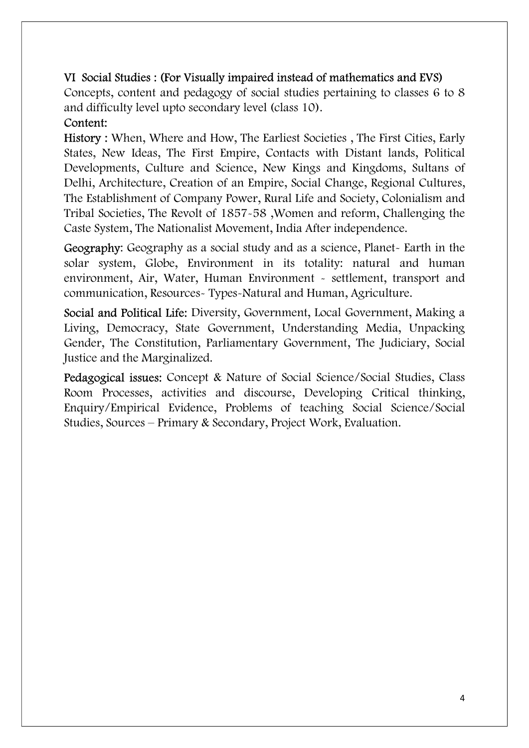**VI Social Studies : (For Visually impaired instead of mathematics and EVS)**

Concepts, content and pedagogy of social studies pertaining to classes 6 to 8 and difficulty level upto secondary level (class 10).

**Content:**

**History :** When, Where and How, The Earliest Societies , The First Cities, Early States, New Ideas, The First Empire, Contacts with Distant lands, Political Developments, Culture and Science, New Kings and Kingdoms, Sultans of Delhi, Architecture, Creation of an Empire, Social Change, Regional Cultures, The Establishment of Company Power, Rural Life and Society, Colonialism and Tribal Societies, The Revolt of 1857-58 ,Women and reform, Challenging the Caste System, The Nationalist Movement, India After independence.

**Geography:** Geography as a social study and as a science, Planet- Earth in the solar system, Globe, Environment in its totality: natural and human environment, Air, Water, Human Environment - settlement, transport and communication, Resources- Types-Natural and Human, Agriculture.

**Social and Political Life:** Diversity, Government, Local Government, Making a Living, Democracy, State Government, Understanding Media, Unpacking Gender, The Constitution, Parliamentary Government, The Judiciary, Social Justice and the Marginalized.

**Pedagogical issues:** Concept & Nature of Social Science/Social Studies, Class Room Processes, activities and discourse, Developing Critical thinking, Enquiry/Empirical Evidence, Problems of teaching Social Science/Social Studies, Sources – Primary & Secondary, Project Work, Evaluation.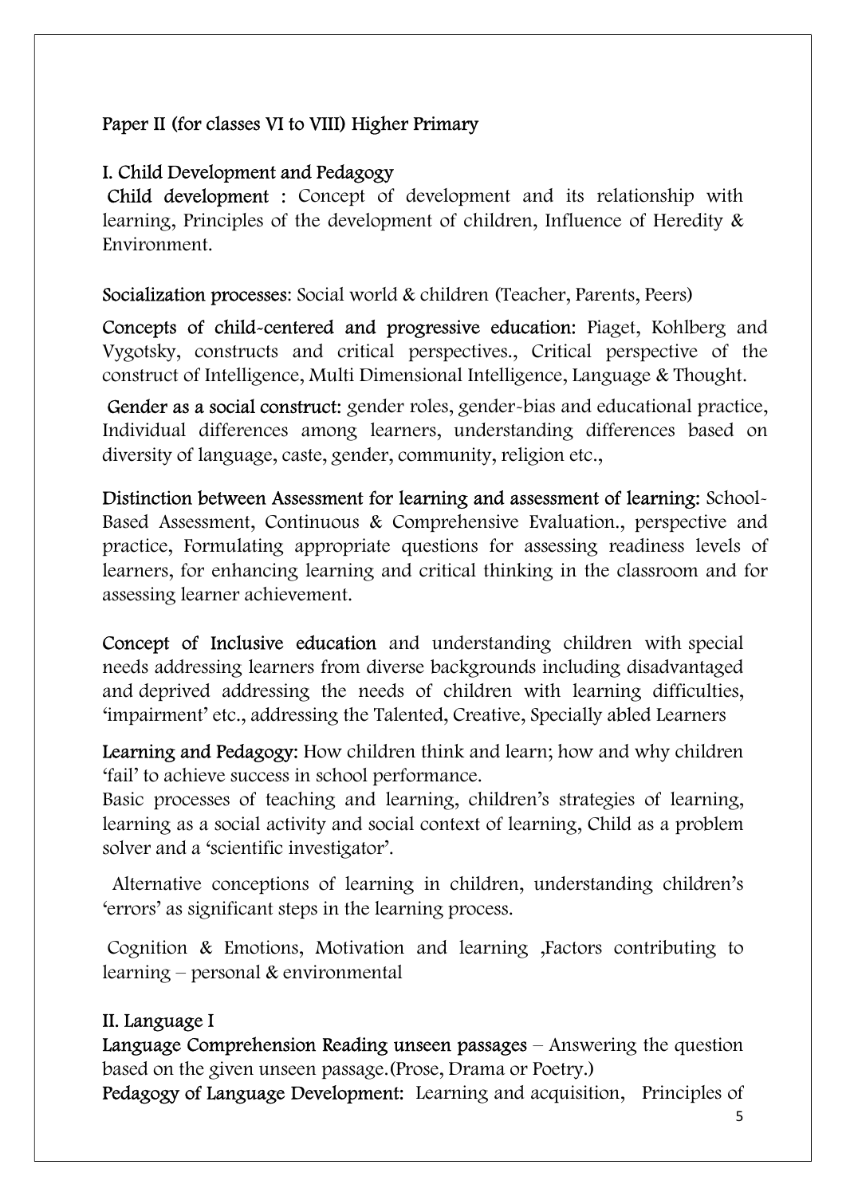Paper II (for classes VI to VIII) Higher Primary

## I. Child Development and Pedagogy

**Child development :** Concept of development and its relationship with learning, Principles of the development of children, Influence of Heredity & Environment.

**Socialization processes:** Social world & children (Teacher, Parents, Peers)

**Concepts of child-centered and progressive education:** Piaget, Kohlberg and Vygotsky, constructs and critical perspectives., Critical perspective of the construct of Intelligence, Multi Dimensional Intelligence, Language & Thought.

**Gender as a social construct:** gender roles, gender-bias and educational practice, Individual differences among learners, understanding differences based on diversity of language, caste, gender, community, religion etc.,

**Distinction between Assessment for learning and assessment of learning:** School-Based Assessment, Continuous & Comprehensive Evaluation., perspective and practice, Formulating appropriate questions for assessing readiness levels of learners, for enhancing learning and critical thinking in the classroom and for assessing learner achievement.

**Concept of Inclusive education** and understanding children with special needs addressing learners from diverse backgrounds including disadvantaged and deprived addressing the needs of children with learning difficulties, 'impairment' etc., addressing the Talented, Creative, Specially abled Learners

**Learning and Pedagogy:** How children think and learn; how and why children 'fail' to achieve success in school performance.
Basic processes of teaching and learning, children's strategies of learning, learning as a social activity and social context of learning, Child as a problem solver and a 'scientific investigator'.

Alternative conceptions of learning in children, understanding children's 'errors' as significant steps in the learning process.

Cognition & Emotions, Motivation and learning ,Factors contributing to learning – personal & environmental

## II. Language I

**Language Comprehension Reading unseen passages** – Answering the question based on the given unseen passage.(Prose, Drama or Poetry.)
**Pedagogy of Language Development:** Learning and acquisition, Principles of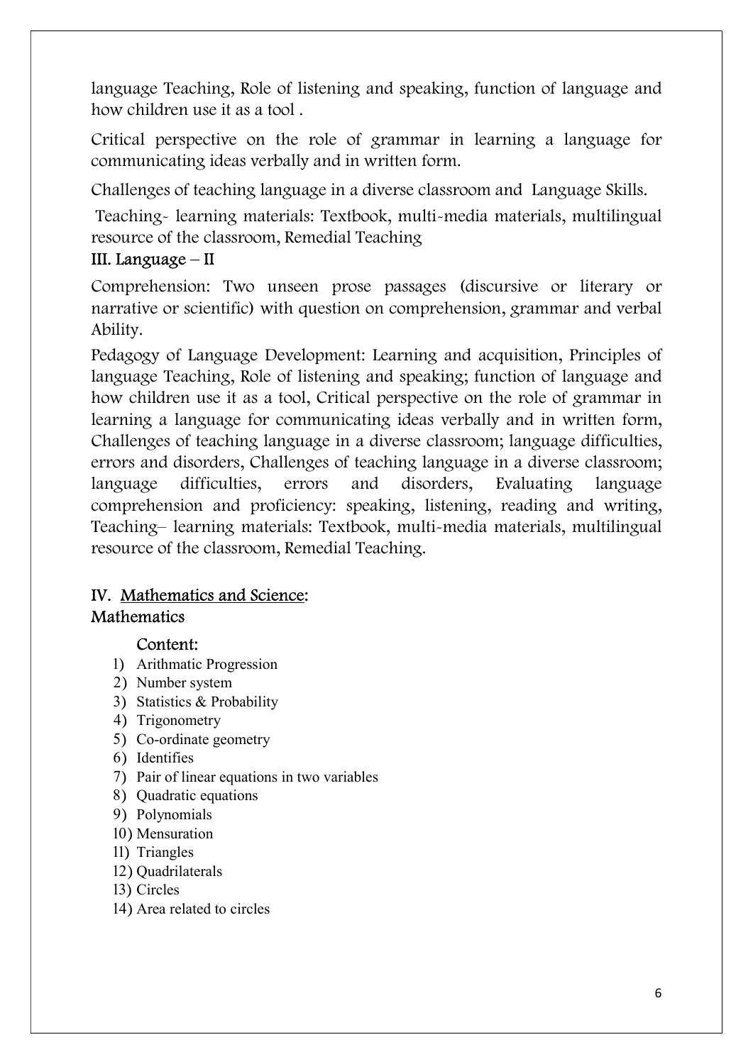language Teaching, Role of listening and speaking, function of language and how children use it as a tool .

Critical perspective on the role of grammar in learning a language for communicating ideas verbally and in written form.

Challenges of teaching language in a diverse classroom and Language Skills.

Teaching- learning materials: Textbook, multi-media materials, multilingual resource of the classroom, Remedial Teaching

### III. Language – II

Comprehension: Two unseen prose passages (discursive or literary or narrative or scientific) with question on comprehension, grammar and verbal Ability.

Pedagogy of Language Development: Learning and acquisition, Principles of language Teaching, Role of listening and speaking; function of language and how children use it as a tool, Critical perspective on the role of grammar in learning a language for communicating ideas verbally and in written form, Challenges of teaching language in a diverse classroom; language difficulties, errors and disorders, Challenges of teaching language in a diverse classroom; language difficulties, errors and disorders, Evaluating language comprehension and proficiency: speaking, listening, reading and writing, Teaching– learning materials: Textbook, multi-media materials, multilingual resource of the classroom, Remedial Teaching.

### IV. Mathematics and Science:

### Mathematics

#### Content:

1) Arithmatic Progression
2) Number system
3) Statistics & Probability
4) Trigonometry
5) Co-ordinate geometry
6) Identifies
7) Pair of linear equations in two variables
8) Quadratic equations
9) Polynomials
10) Mensuration
11) Triangles
12) Quadrilaterals
13) Circles
14) Area related to circles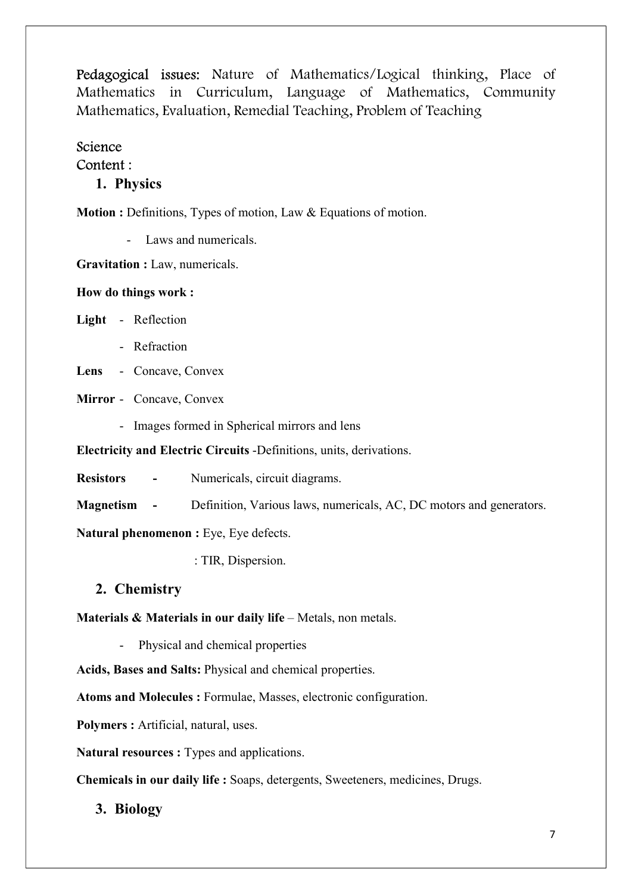Pedagogical issues: Nature of Mathematics/Logical thinking, Place of Mathematics in Curriculum, Language of Mathematics, Community Mathematics, Evaluation, Remedial Teaching, Problem of Teaching

Science

Content :

### 1. Physics

**Motion :** Definitions, Types of motion, Law & Equations of motion.

- Laws and numericals.

**Gravitation :** Law, numericals.

**How do things work :**

**Light** - Reflection

- Refraction

**Lens** - Concave, Convex

**Mirror** - Concave, Convex

- Images formed in Spherical mirrors and lens

**Electricity and Electric Circuits** -Definitions, units, derivations.

**Resistors** - Numericals, circuit diagrams.

**Magnetism** - Definition, Various laws, numericals, AC, DC motors and generators.

**Natural phenomenon :** Eye, Eye defects.

: TIR, Dispersion.

### 2. Chemistry

**Materials & Materials in our daily life** – Metals, non metals.

- Physical and chemical properties

**Acids, Bases and Salts:** Physical and chemical properties.

**Atoms and Molecules :** Formulae, Masses, electronic configuration.

**Polymers :** Artificial, natural, uses.

**Natural resources :** Types and applications.

**Chemicals in our daily life :** Soaps, detergents, Sweeteners, medicines, Drugs.

### 3. Biology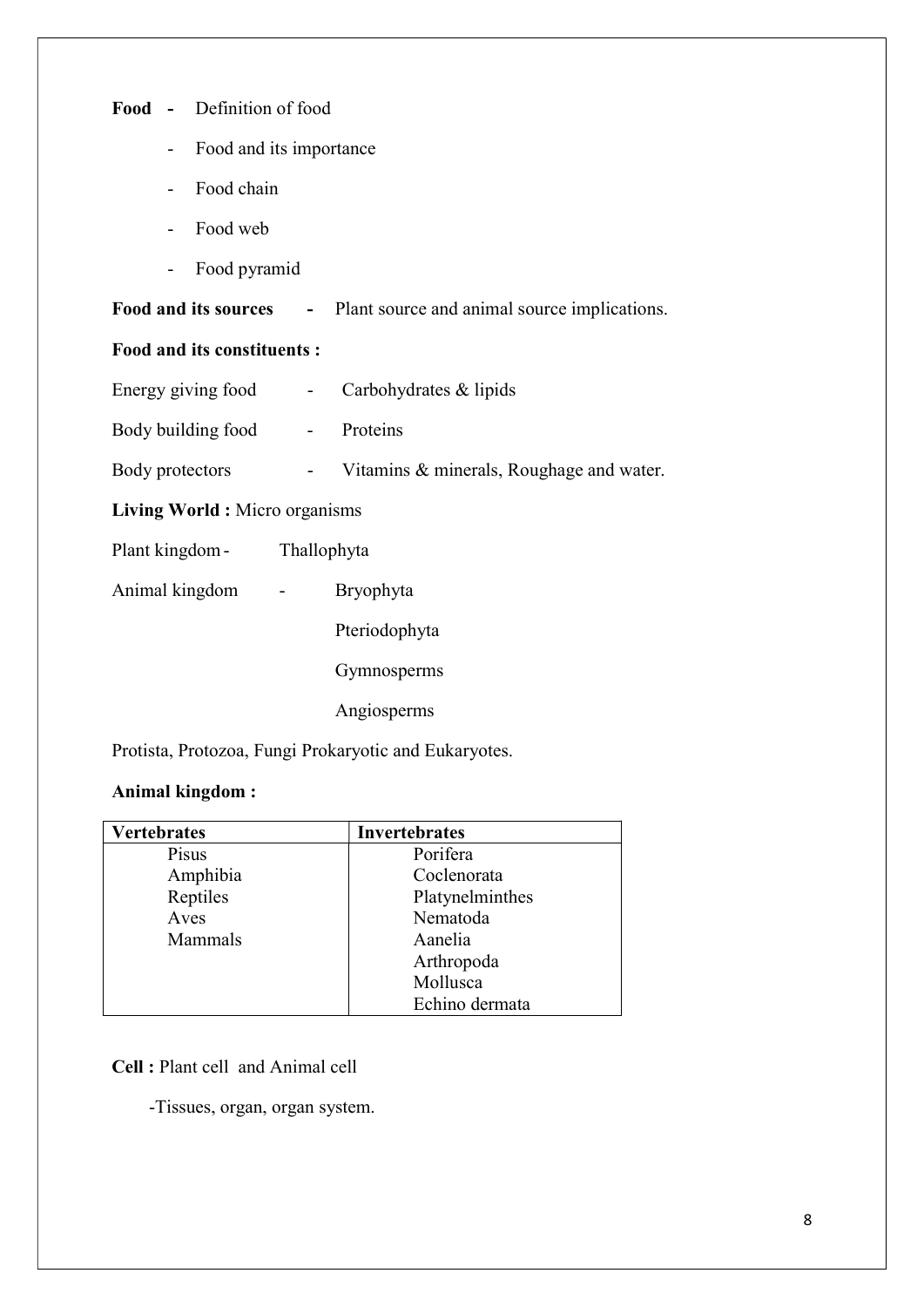**Food -** Definition of food

- Food and its importance
- Food chain
- Food web
- Food pyramid

**Food and its sources -** Plant source and animal source implications.

**Food and its constituents :**

Energy giving food - Carbohydrates & lipids

Body building food - Proteins

Body protectors - Vitamins & minerals, Roughage and water.

**Living World :** Micro organisms

Plant kingdom - Thallophyta

Animal kingdom - Bryophyta

Pteriodophyta

Gymnosperms

Angiosperms

Protista, Protozoa, Fungi Prokaryotic and Eukaryotes.

**Animal kingdom :**

| Vertebrates | Invertebrates |
|---|---|
| Pisus | Porifera |
| Amphibia | Coclenorata |
| Reptiles | Platynelminthes |
| Aves | Nematoda |
| Mammals | Aanelia |
| | Arthropoda |
| | Mollusca |
| | Echino dermata |

**Cell :** Plant cell and Animal cell

-Tissues, organ, organ system.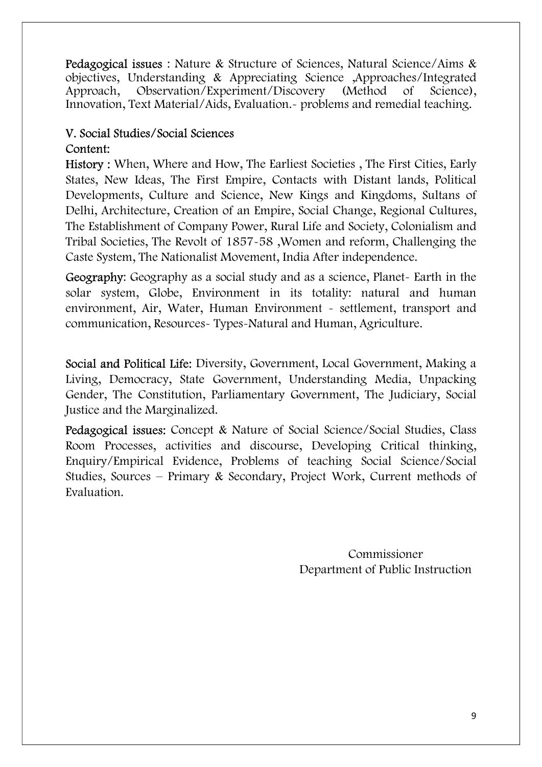**Pedagogical issues** : Nature & Structure of Sciences, Natural Science/Aims & objectives, Understanding & Appreciating Science ,Approaches/Integrated Approach, Observation/Experiment/Discovery (Method of Science), Innovation, Text Material/Aids, Evaluation.- problems and remedial teaching.

## V. Social Studies/Social Sciences

**Content:**

**History** : When, Where and How, The Earliest Societies , The First Cities, Early States, New Ideas, The First Empire, Contacts with Distant lands, Political Developments, Culture and Science, New Kings and Kingdoms, Sultans of Delhi, Architecture, Creation of an Empire, Social Change, Regional Cultures, The Establishment of Company Power, Rural Life and Society, Colonialism and Tribal Societies, The Revolt of 1857-58 ,Women and reform, Challenging the Caste System, The Nationalist Movement, India After independence.

**Geography**: Geography as a social study and as a science, Planet- Earth in the solar system, Globe, Environment in its totality: natural and human environment, Air, Water, Human Environment - settlement, transport and communication, Resources- Types-Natural and Human, Agriculture.

**Social and Political Life**: Diversity, Government, Local Government, Making a Living, Democracy, State Government, Understanding Media, Unpacking Gender, The Constitution, Parliamentary Government, The Judiciary, Social Justice and the Marginalized.

**Pedagogical issues:** Concept & Nature of Social Science/Social Studies, Class Room Processes, activities and discourse, Developing Critical thinking, Enquiry/Empirical Evidence, Problems of teaching Social Science/Social Studies, Sources – Primary & Secondary, Project Work, Current methods of Evaluation.

Commissioner
Department of Public Instruction